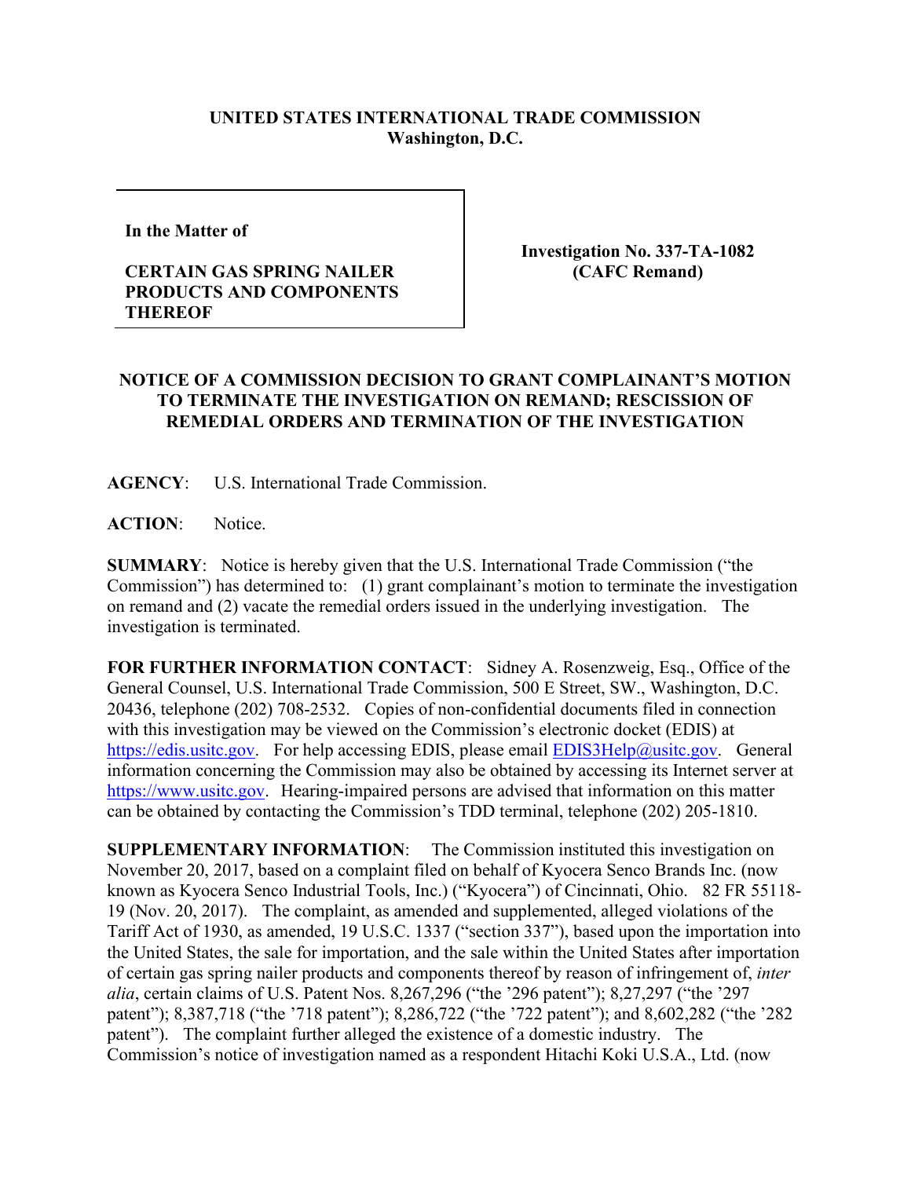**UNITED STATES INTERNATIONAL TRADE COMMISSION**
**Washington, D.C.**

| | |
|---|---|
| **In the Matter of**<br><br>**CERTAIN GAS SPRING NAILER PRODUCTS AND COMPONENTS THEREOF** | **Investigation No. 337-TA-1082**<br>**(CAFC Remand)** |

**NOTICE OF A COMMISSION DECISION TO GRANT COMPLAINANT'S MOTION TO TERMINATE THE INVESTIGATION ON REMAND; RESCISSION OF REMEDIAL ORDERS AND TERMINATION OF THE INVESTIGATION**

**AGENCY**: U.S. International Trade Commission.

**ACTION**: Notice.

**SUMMARY**: Notice is hereby given that the U.S. International Trade Commission ("the Commission") has determined to: (1) grant complainant's motion to terminate the investigation on remand and (2) vacate the remedial orders issued in the underlying investigation. The investigation is terminated.

**FOR FURTHER INFORMATION CONTACT**: Sidney A. Rosenzweig, Esq., Office of the General Counsel, U.S. International Trade Commission, 500 E Street, SW., Washington, D.C. 20436, telephone (202) 708-2532. Copies of non-confidential documents filed in connection with this investigation may be viewed on the Commission's electronic docket (EDIS) at https://edis.usitc.gov. For help accessing EDIS, please email EDIS3Help@usitc.gov. General information concerning the Commission may also be obtained by accessing its Internet server at https://www.usitc.gov. Hearing-impaired persons are advised that information on this matter can be obtained by contacting the Commission's TDD terminal, telephone (202) 205-1810.

**SUPPLEMENTARY INFORMATION**: The Commission instituted this investigation on November 20, 2017, based on a complaint filed on behalf of Kyocera Senco Brands Inc. (now known as Kyocera Senco Industrial Tools, Inc.) ("Kyocera") of Cincinnati, Ohio. 82 FR 55118-19 (Nov. 20, 2017). The complaint, as amended and supplemented, alleged violations of the Tariff Act of 1930, as amended, 19 U.S.C. 1337 ("section 337"), based upon the importation into the United States, the sale for importation, and the sale within the United States after importation of certain gas spring nailer products and components thereof by reason of infringement of, *inter alia*, certain claims of U.S. Patent Nos. 8,267,296 ("the '296 patent"); 8,27,297 ("the '297 patent"); 8,387,718 ("the '718 patent"); 8,286,722 ("the '722 patent"); and 8,602,282 ("the '282 patent"). The complaint further alleged the existence of a domestic industry. The Commission's notice of investigation named as a respondent Hitachi Koki U.S.A., Ltd. (now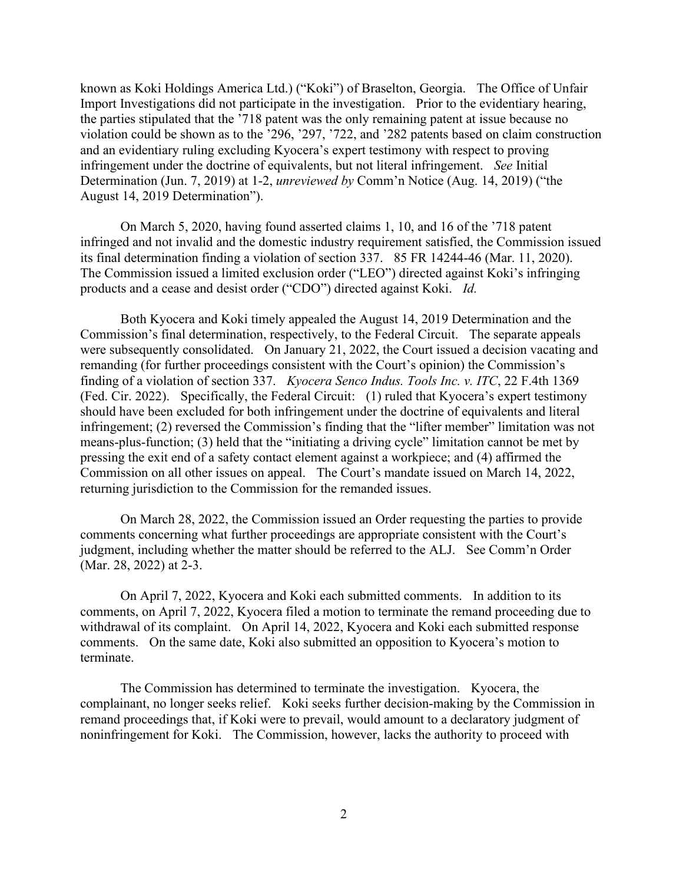known as Koki Holdings America Ltd.) ("Koki") of Braselton, Georgia. The Office of Unfair Import Investigations did not participate in the investigation. Prior to the evidentiary hearing, the parties stipulated that the '718 patent was the only remaining patent at issue because no violation could be shown as to the '296, '297, '722, and '282 patents based on claim construction and an evidentiary ruling excluding Kyocera's expert testimony with respect to proving infringement under the doctrine of equivalents, but not literal infringement. *See* Initial Determination (Jun. 7, 2019) at 1-2, *unreviewed by* Comm'n Notice (Aug. 14, 2019) ("the August 14, 2019 Determination").

On March 5, 2020, having found asserted claims 1, 10, and 16 of the '718 patent infringed and not invalid and the domestic industry requirement satisfied, the Commission issued its final determination finding a violation of section 337. 85 FR 14244-46 (Mar. 11, 2020). The Commission issued a limited exclusion order ("LEO") directed against Koki's infringing products and a cease and desist order ("CDO") directed against Koki. *Id.*

Both Kyocera and Koki timely appealed the August 14, 2019 Determination and the Commission's final determination, respectively, to the Federal Circuit. The separate appeals were subsequently consolidated. On January 21, 2022, the Court issued a decision vacating and remanding (for further proceedings consistent with the Court's opinion) the Commission's finding of a violation of section 337. *Kyocera Senco Indus. Tools Inc. v. ITC*, 22 F.4th 1369 (Fed. Cir. 2022). Specifically, the Federal Circuit: (1) ruled that Kyocera's expert testimony should have been excluded for both infringement under the doctrine of equivalents and literal infringement; (2) reversed the Commission's finding that the "lifter member" limitation was not means-plus-function; (3) held that the "initiating a driving cycle" limitation cannot be met by pressing the exit end of a safety contact element against a workpiece; and (4) affirmed the Commission on all other issues on appeal. The Court's mandate issued on March 14, 2022, returning jurisdiction to the Commission for the remanded issues.

On March 28, 2022, the Commission issued an Order requesting the parties to provide comments concerning what further proceedings are appropriate consistent with the Court's judgment, including whether the matter should be referred to the ALJ. See Comm'n Order (Mar. 28, 2022) at 2-3.

On April 7, 2022, Kyocera and Koki each submitted comments. In addition to its comments, on April 7, 2022, Kyocera filed a motion to terminate the remand proceeding due to withdrawal of its complaint. On April 14, 2022, Kyocera and Koki each submitted response comments. On the same date, Koki also submitted an opposition to Kyocera's motion to terminate.

The Commission has determined to terminate the investigation. Kyocera, the complainant, no longer seeks relief. Koki seeks further decision-making by the Commission in remand proceedings that, if Koki were to prevail, would amount to a declaratory judgment of noninfringement for Koki. The Commission, however, lacks the authority to proceed with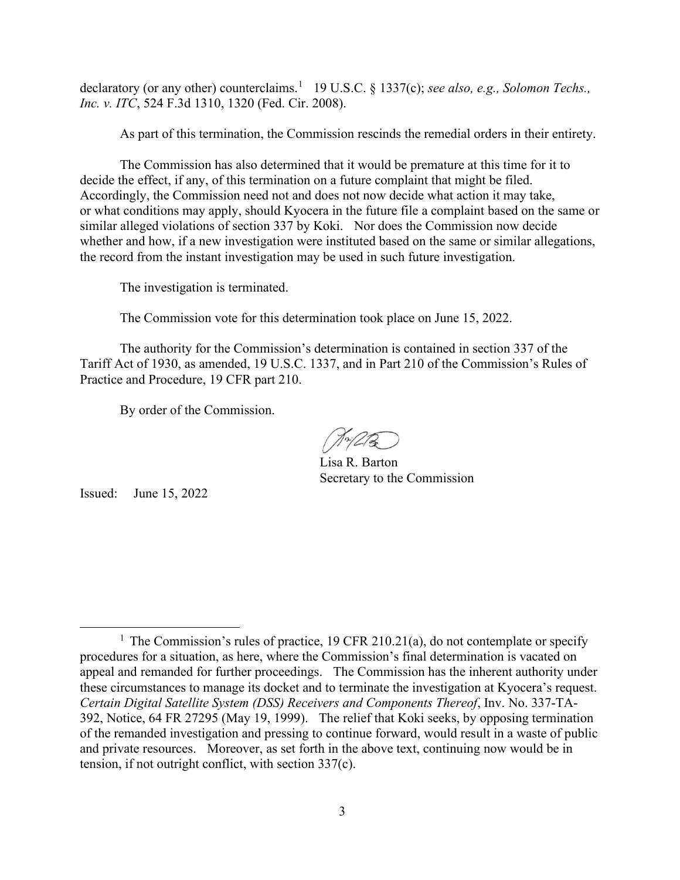declaratory (or any other) counterclaims.[1] 19 U.S.C. § 1337(c); *see also, e.g., Solomon Techs., Inc. v. ITC*, 524 F.3d 1310, 1320 (Fed. Cir. 2008).

As part of this termination, the Commission rescinds the remedial orders in their entirety.

The Commission has also determined that it would be premature at this time for it to decide the effect, if any, of this termination on a future complaint that might be filed. Accordingly, the Commission need not and does not now decide what action it may take, or what conditions may apply, should Kyocera in the future file a complaint based on the same or similar alleged violations of section 337 by Koki. Nor does the Commission now decide whether and how, if a new investigation were instituted based on the same or similar allegations, the record from the instant investigation may be used in such future investigation.

The investigation is terminated.

The Commission vote for this determination took place on June 15, 2022.

The authority for the Commission's determination is contained in section 337 of the Tariff Act of 1930, as amended, 19 U.S.C. 1337, and in Part 210 of the Commission's Rules of Practice and Procedure, 19 CFR part 210.

By order of the Commission.

Lisa R. Barton
Secretary to the Commission

Issued: June 15, 2022

[1] The Commission's rules of practice, 19 CFR 210.21(a), do not contemplate or specify procedures for a situation, as here, where the Commission's final determination is vacated on appeal and remanded for further proceedings. The Commission has the inherent authority under these circumstances to manage its docket and to terminate the investigation at Kyocera's request. *Certain Digital Satellite System (DSS) Receivers and Components Thereof*, Inv. No. 337-TA-392, Notice, 64 FR 27295 (May 19, 1999). The relief that Koki seeks, by opposing termination of the remanded investigation and pressing to continue forward, would result in a waste of public and private resources. Moreover, as set forth in the above text, continuing now would be in tension, if not outright conflict, with section 337(c).